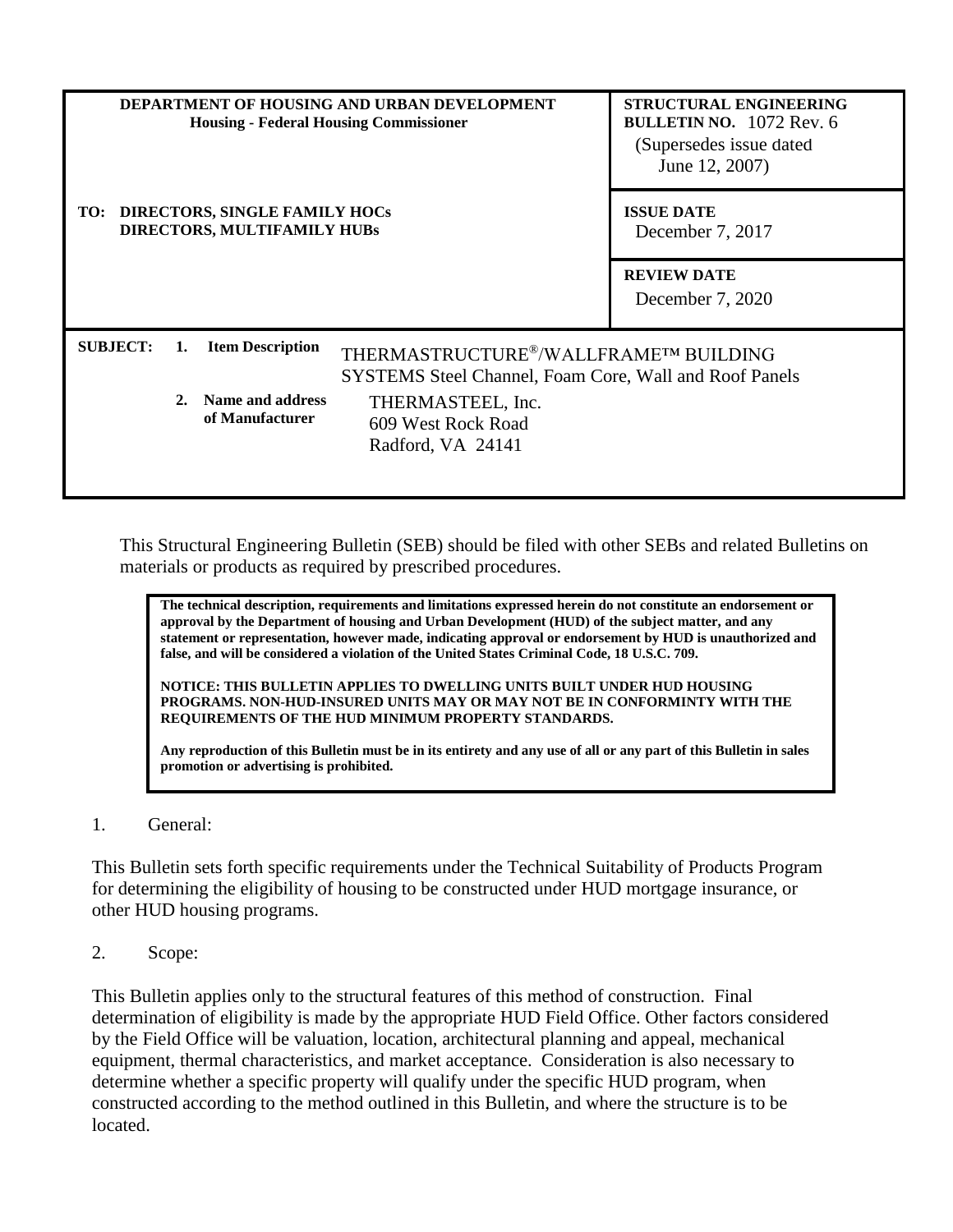| DEPARTMENT OF HOUSING AND URBAN DEVELOPMENT<br>Housing - Federal Housing Commissioner | STRUCTURAL ENGINEERING<br>BULLETIN NO. 1072 Rev. 6<br>(Supersedes issue dated June 12, 2007) |
|---|---|
| TO: DIRECTORS, SINGLE FAMILY HOCs<br>DIRECTORS, MULTIFAMILY HUBs | ISSUE DATE<br>December 7, 2017 |
| | REVIEW DATE<br>December 7, 2020 |

**SUBJECT:**

1. **Item Description** THERMASTRUCTURE®/WALLFRAME™ BUILDING SYSTEMS Steel Channel, Foam Core, Wall and Roof Panels
2. **Name and address of Manufacturer** THERMASTEEL, Inc. 609 West Rock Road Radford, VA 24141

This Structural Engineering Bulletin (SEB) should be filed with other SEBs and related Bulletins on materials or products as required by prescribed procedures.

> **The technical description, requirements and limitations expressed herein do not constitute an endorsement or approval by the Department of housing and Urban Development (HUD) of the subject matter, and any statement or representation, however made, indicating approval or endorsement by HUD is unauthorized and false, and will be considered a violation of the United States Criminal Code, 18 U.S.C. 709.**
>
> **NOTICE: THIS BULLETIN APPLIES TO DWELLING UNITS BUILT UNDER HUD HOUSING PROGRAMS. NON-HUD-INSURED UNITS MAY OR MAY NOT BE IN CONFORMINTY WITH THE REQUIREMENTS OF THE HUD MINIMUM PROPERTY STANDARDS.**
>
> **Any reproduction of this Bulletin must be in its entirety and any use of all or any part of this Bulletin in sales promotion or advertising is prohibited.**

1. General:

This Bulletin sets forth specific requirements under the Technical Suitability of Products Program for determining the eligibility of housing to be constructed under HUD mortgage insurance, or other HUD housing programs.

2. Scope:

This Bulletin applies only to the structural features of this method of construction. Final determination of eligibility is made by the appropriate HUD Field Office. Other factors considered by the Field Office will be valuation, location, architectural planning and appeal, mechanical equipment, thermal characteristics, and market acceptance. Consideration is also necessary to determine whether a specific property will qualify under the specific HUD program, when constructed according to the method outlined in this Bulletin, and where the structure is to be located.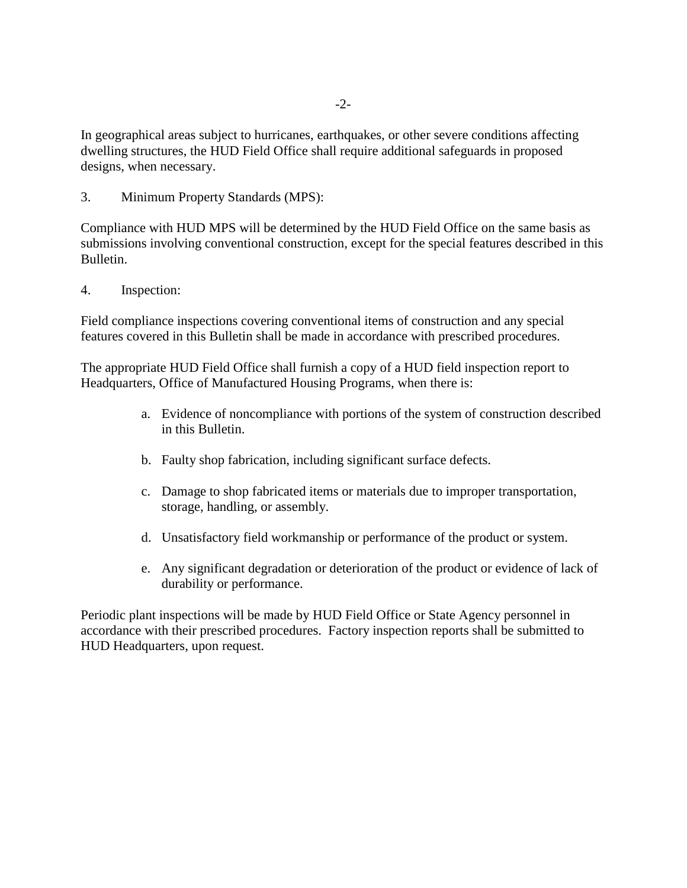In geographical areas subject to hurricanes, earthquakes, or other severe conditions affecting dwelling structures, the HUD Field Office shall require additional safeguards in proposed designs, when necessary.

3. Minimum Property Standards (MPS):

Compliance with HUD MPS will be determined by the HUD Field Office on the same basis as submissions involving conventional construction, except for the special features described in this Bulletin.

4. Inspection:

Field compliance inspections covering conventional items of construction and any special features covered in this Bulletin shall be made in accordance with prescribed procedures.

The appropriate HUD Field Office shall furnish a copy of a HUD field inspection report to Headquarters, Office of Manufactured Housing Programs, when there is:

a. Evidence of noncompliance with portions of the system of construction described in this Bulletin.

b. Faulty shop fabrication, including significant surface defects.

c. Damage to shop fabricated items or materials due to improper transportation, storage, handling, or assembly.

d. Unsatisfactory field workmanship or performance of the product or system.

e. Any significant degradation or deterioration of the product or evidence of lack of durability or performance.

Periodic plant inspections will be made by HUD Field Office or State Agency personnel in accordance with their prescribed procedures. Factory inspection reports shall be submitted to HUD Headquarters, upon request.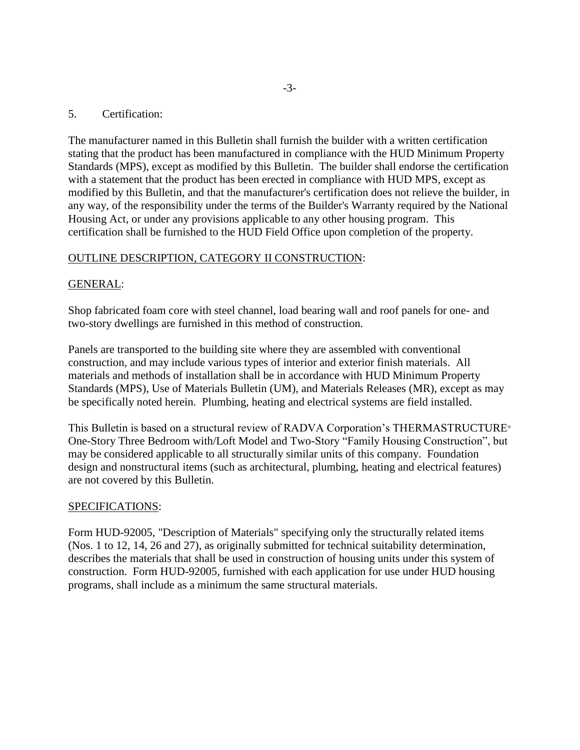5. Certification:

The manufacturer named in this Bulletin shall furnish the builder with a written certification stating that the product has been manufactured in compliance with the HUD Minimum Property Standards (MPS), except as modified by this Bulletin. The builder shall endorse the certification with a statement that the product has been erected in compliance with HUD MPS, except as modified by this Bulletin, and that the manufacturer's certification does not relieve the builder, in any way, of the responsibility under the terms of the Builder's Warranty required by the National Housing Act, or under any provisions applicable to any other housing program. This certification shall be furnished to the HUD Field Office upon completion of the property.

## OUTLINE DESCRIPTION, CATEGORY II CONSTRUCTION:

### GENERAL:

Shop fabricated foam core with steel channel, load bearing wall and roof panels for one- and two-story dwellings are furnished in this method of construction.

Panels are transported to the building site where they are assembled with conventional construction, and may include various types of interior and exterior finish materials. All materials and methods of installation shall be in accordance with HUD Minimum Property Standards (MPS), Use of Materials Bulletin (UM), and Materials Releases (MR), except as may be specifically noted herein. Plumbing, heating and electrical systems are field installed.

This Bulletin is based on a structural review of RADVA Corporation's THERMASTRUCTURE® One-Story Three Bedroom with/Loft Model and Two-Story "Family Housing Construction", but may be considered applicable to all structurally similar units of this company. Foundation design and nonstructural items (such as architectural, plumbing, heating and electrical features) are not covered by this Bulletin.

### SPECIFICATIONS:

Form HUD-92005, "Description of Materials" specifying only the structurally related items (Nos. 1 to 12, 14, 26 and 27), as originally submitted for technical suitability determination, describes the materials that shall be used in construction of housing units under this system of construction. Form HUD-92005, furnished with each application for use under HUD housing programs, shall include as a minimum the same structural materials.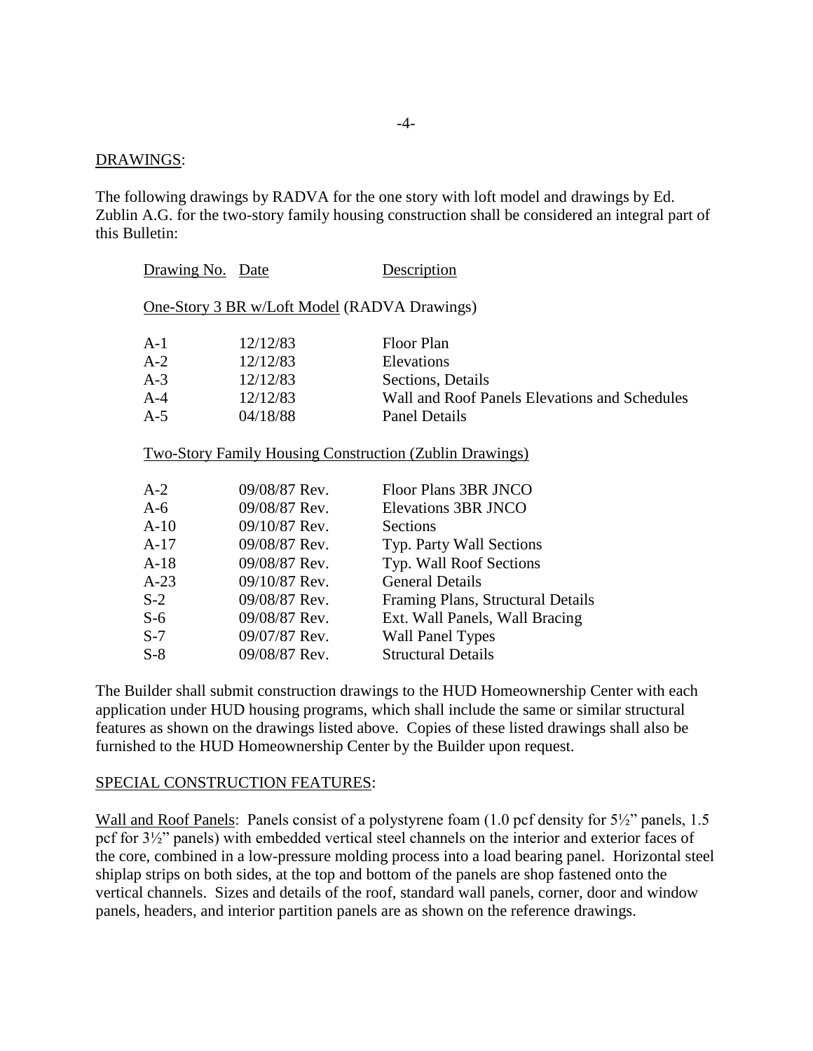## DRAWINGS:

The following drawings by RADVA for the one story with loft model and drawings by Ed. Zublin A.G. for the two-story family housing construction shall be considered an integral part of this Bulletin:

| Drawing No. | Date | Description |
|---|---|---|
| One-Story 3 BR w/Loft Model (RADVA Drawings) | | |
| A-1 | 12/12/83 | Floor Plan |
| A-2 | 12/12/83 | Elevations |
| A-3 | 12/12/83 | Sections, Details |
| A-4 | 12/12/83 | Wall and Roof Panels Elevations and Schedules |
| A-5 | 04/18/88 | Panel Details |
| Two-Story Family Housing Construction (Zublin Drawings) | | |
| A-2 | 09/08/87 Rev. | Floor Plans 3BR JNCO |
| A-6 | 09/08/87 Rev. | Elevations 3BR JNCO |
| A-10 | 09/10/87 Rev. | Sections |
| A-17 | 09/08/87 Rev. | Typ. Party Wall Sections |
| A-18 | 09/08/87 Rev. | Typ. Wall Roof Sections |
| A-23 | 09/10/87 Rev. | General Details |
| S-2 | 09/08/87 Rev. | Framing Plans, Structural Details |
| S-6 | 09/08/87 Rev. | Ext. Wall Panels, Wall Bracing |
| S-7 | 09/07/87 Rev. | Wall Panel Types |
| S-8 | 09/08/87 Rev. | Structural Details |

The Builder shall submit construction drawings to the HUD Homeownership Center with each application under HUD housing programs, which shall include the same or similar structural features as shown on the drawings listed above. Copies of these listed drawings shall also be furnished to the HUD Homeownership Center by the Builder upon request.

## SPECIAL CONSTRUCTION FEATURES:

Wall and Roof Panels: Panels consist of a polystyrene foam (1.0 pcf density for 5½" panels, 1.5 pcf for 3½" panels) with embedded vertical steel channels on the interior and exterior faces of the core, combined in a low-pressure molding process into a load bearing panel. Horizontal steel shiplap strips on both sides, at the top and bottom of the panels are shop fastened onto the vertical channels. Sizes and details of the roof, standard wall panels, corner, door and window panels, headers, and interior partition panels are as shown on the reference drawings.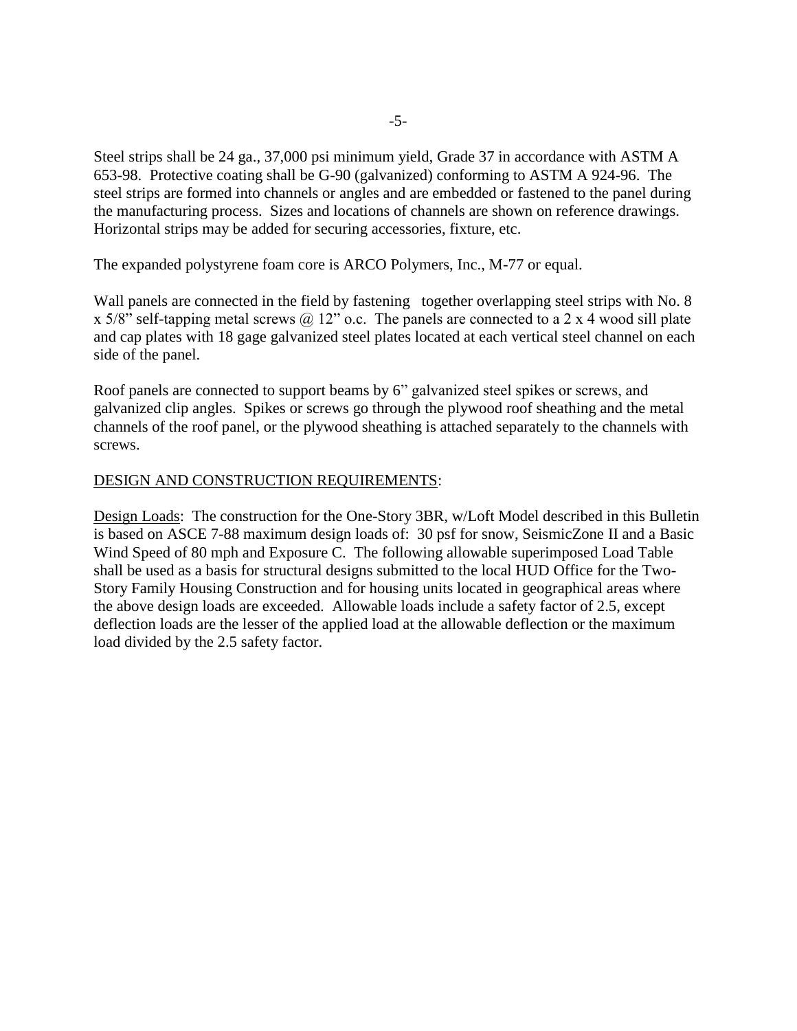Steel strips shall be 24 ga., 37,000 psi minimum yield, Grade 37 in accordance with ASTM A 653-98. Protective coating shall be G-90 (galvanized) conforming to ASTM A 924-96. The steel strips are formed into channels or angles and are embedded or fastened to the panel during the manufacturing process. Sizes and locations of channels are shown on reference drawings. Horizontal strips may be added for securing accessories, fixture, etc.

The expanded polystyrene foam core is ARCO Polymers, Inc., M-77 or equal.

Wall panels are connected in the field by fastening together overlapping steel strips with No. 8 x 5/8" self-tapping metal screws @ 12" o.c. The panels are connected to a 2 x 4 wood sill plate and cap plates with 18 gage galvanized steel plates located at each vertical steel channel on each side of the panel.

Roof panels are connected to support beams by 6" galvanized steel spikes or screws, and galvanized clip angles. Spikes or screws go through the plywood roof sheathing and the metal channels of the roof panel, or the plywood sheathing is attached separately to the channels with screws.

<u>DESIGN AND CONSTRUCTION REQUIREMENTS</u>:

<u>Design Loads</u>: The construction for the One-Story 3BR, w/Loft Model described in this Bulletin is based on ASCE 7-88 maximum design loads of: 30 psf for snow, SeismicZone II and a Basic Wind Speed of 80 mph and Exposure C. The following allowable superimposed Load Table shall be used as a basis for structural designs submitted to the local HUD Office for the Two-Story Family Housing Construction and for housing units located in geographical areas where the above design loads are exceeded. Allowable loads include a safety factor of 2.5, except deflection loads are the lesser of the applied load at the allowable deflection or the maximum load divided by the 2.5 safety factor.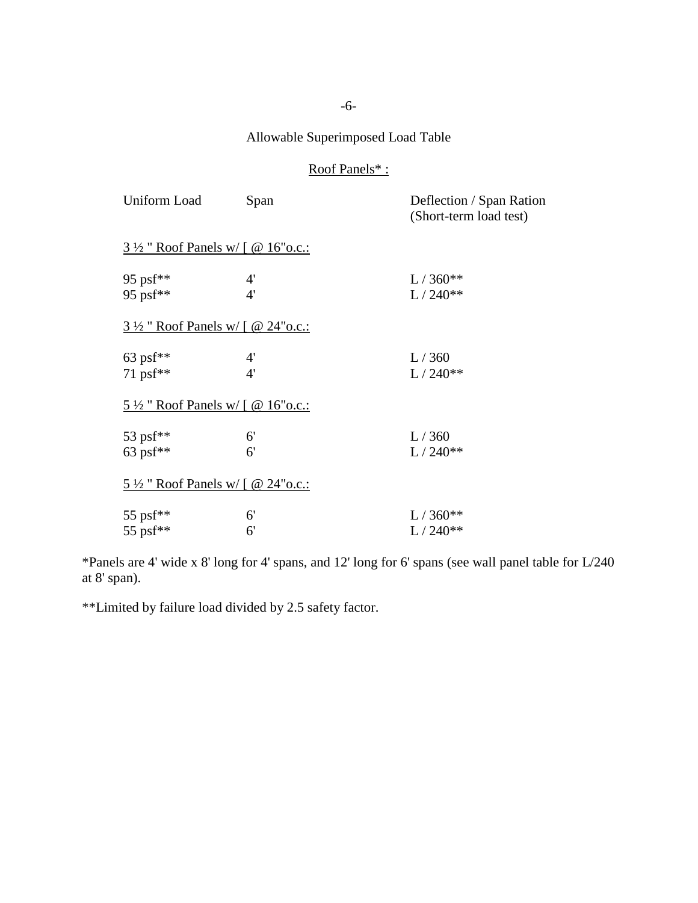## Allowable Superimposed Load Table

### Roof Panels* :

| Uniform Load | Span | Deflection / Span Ration (Short-term load test) |
|---|---|---|
| **3 ½ " Roof Panels w/ [ @ 16"o.c.:** | | |
| 95 psf** | 4' | L / 360** |
| 95 psf** | 4' | L / 240** |
| **3 ½ " Roof Panels w/ [ @ 24"o.c.:** | | |
| 63 psf** | 4' | L / 360 |
| 71 psf** | 4' | L / 240** |
| **5 ½ " Roof Panels w/ [ @ 16"o.c.:** | | |
| 53 psf** | 6' | L / 360 |
| 63 psf** | 6' | L / 240** |
| **5 ½ " Roof Panels w/ [ @ 24"o.c.:** | | |
| 55 psf** | 6' | L / 360** |
| 55 psf** | 6' | L / 240** |

*Panels are 4' wide x 8' long for 4' spans, and 12' long for 6' spans (see wall panel table for L/240 at 8' span).

**Limited by failure load divided by 2.5 safety factor.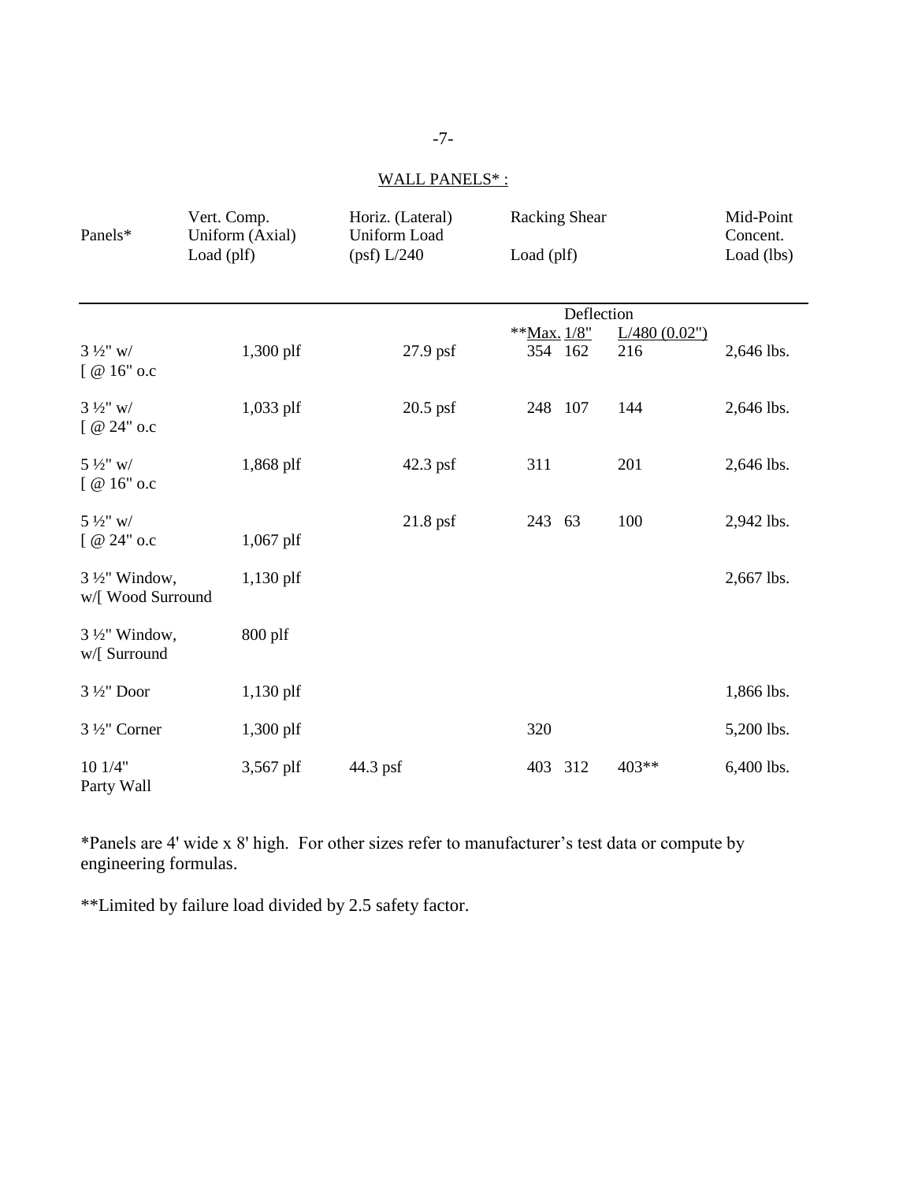WALL PANELS* :

| Panels* | Vert. Comp. Uniform (Axial) Load (plf) | Horiz. (Lateral) Uniform Load (psf) L/240 | Racking Shear Load (plf) **Max. | Deflection 1/8" | L/480 (0.02") | Mid-Point Concent. Load (lbs) |
|---|---|---|---|---|---|---|
| 3 ½" w/ [ @ 16" o.c | 1,300 plf | 27.9 psf | 354 | 162 | 216 | 2,646 lbs. |
| 3 ½" w/ [ @ 24" o.c | 1,033 plf | 20.5 psf | 248 | 107 | 144 | 2,646 lbs. |
| 5 ½" w/ [ @ 16" o.c | 1,868 plf | 42.3 psf | 311 | | 201 | 2,646 lbs. |
| 5 ½" w/ [ @ 24" o.c | 1,067 plf | 21.8 psf | 243 | 63 | 100 | 2,942 lbs. |
| 3 ½" Window, w/[ Wood Surround | 1,130 plf | | | | | 2,667 lbs. |
| 3 ½" Window, w/[ Surround | 800 plf | | | | | |
| 3 ½" Door | 1,130 plf | | | | | 1,866 lbs. |
| 3 ½" Corner | 1,300 plf | | 320 | | | 5,200 lbs. |
| 10 1/4" Party Wall | 3,567 plf | 44.3 psf | 403 | 312 | 403** | 6,400 lbs. |

*Panels are 4' wide x 8' high. For other sizes refer to manufacturer's test data or compute by engineering formulas.

**Limited by failure load divided by 2.5 safety factor.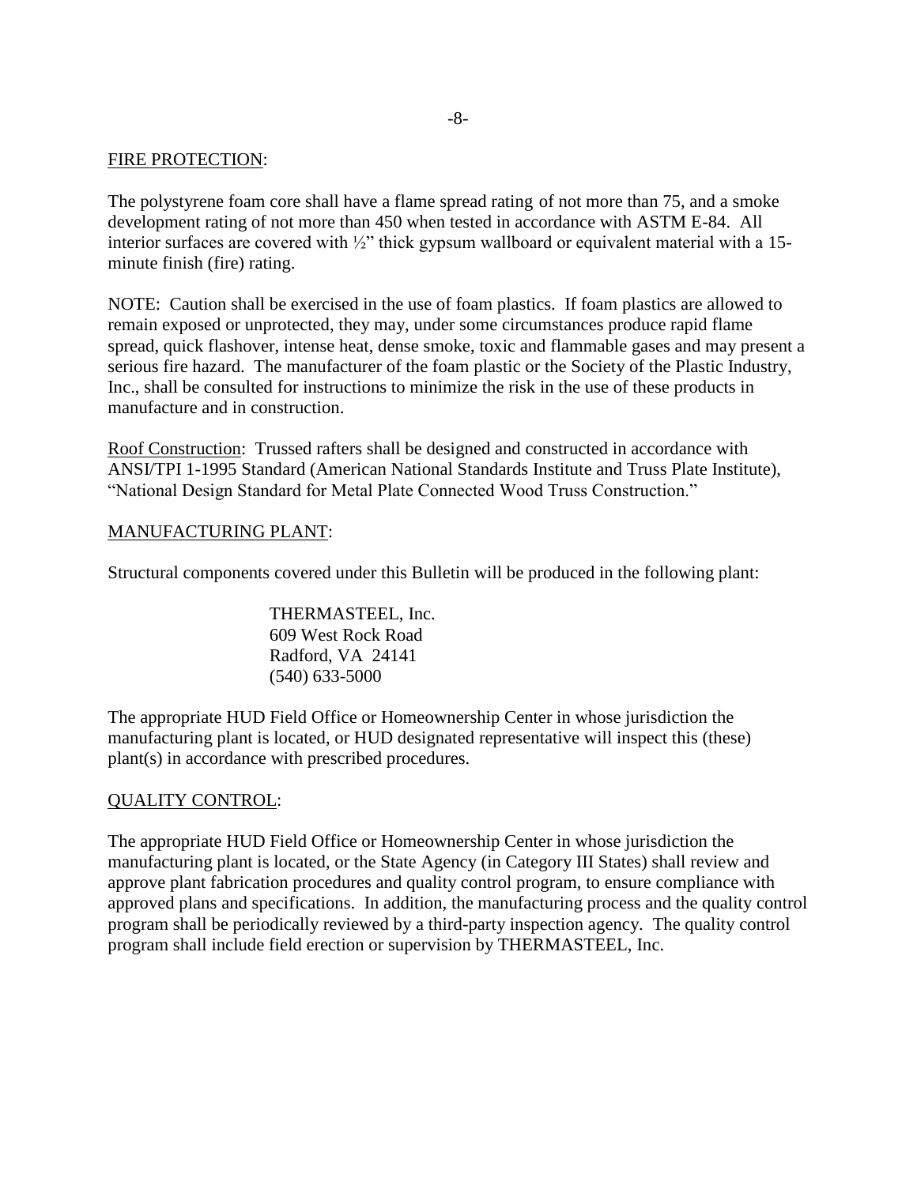FIRE PROTECTION:

The polystyrene foam core shall have a flame spread rating of not more than 75, and a smoke development rating of not more than 450 when tested in accordance with ASTM E-84. All interior surfaces are covered with ½" thick gypsum wallboard or equivalent material with a 15-minute finish (fire) rating.

NOTE: Caution shall be exercised in the use of foam plastics. If foam plastics are allowed to remain exposed or unprotected, they may, under some circumstances produce rapid flame spread, quick flashover, intense heat, dense smoke, toxic and flammable gases and may present a serious fire hazard. The manufacturer of the foam plastic or the Society of the Plastic Industry, Inc., shall be consulted for instructions to minimize the risk in the use of these products in manufacture and in construction.

Roof Construction: Trussed rafters shall be designed and constructed in accordance with ANSI/TPI 1-1995 Standard (American National Standards Institute and Truss Plate Institute), "National Design Standard for Metal Plate Connected Wood Truss Construction."

MANUFACTURING PLANT:

Structural components covered under this Bulletin will be produced in the following plant:

THERMASTEEL, Inc.
609 West Rock Road
Radford, VA 24141
(540) 633-5000

The appropriate HUD Field Office or Homeownership Center in whose jurisdiction the manufacturing plant is located, or HUD designated representative will inspect this (these) plant(s) in accordance with prescribed procedures.

QUALITY CONTROL:

The appropriate HUD Field Office or Homeownership Center in whose jurisdiction the manufacturing plant is located, or the State Agency (in Category III States) shall review and approve plant fabrication procedures and quality control program, to ensure compliance with approved plans and specifications. In addition, the manufacturing process and the quality control program shall be periodically reviewed by a third-party inspection agency. The quality control program shall include field erection or supervision by THERMASTEEL, Inc.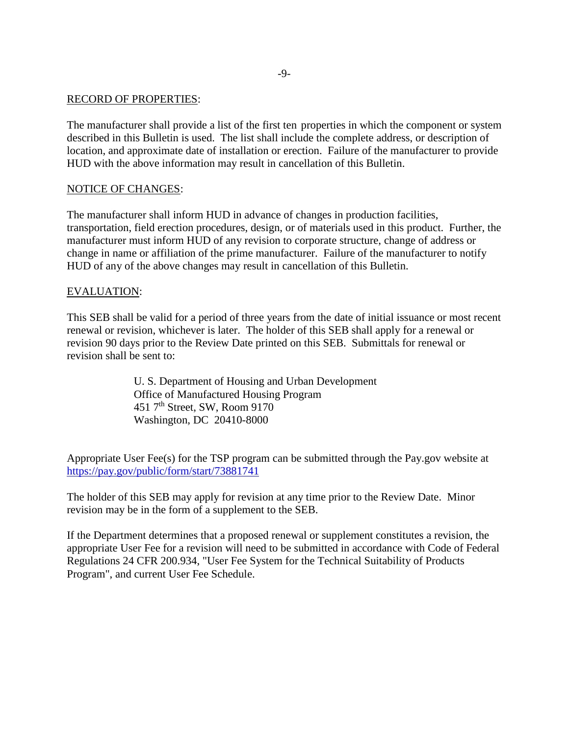<u>RECORD OF PROPERTIES</u>:

The manufacturer shall provide a list of the first ten properties in which the component or system described in this Bulletin is used. The list shall include the complete address, or description of location, and approximate date of installation or erection. Failure of the manufacturer to provide HUD with the above information may result in cancellation of this Bulletin.

<u>NOTICE OF CHANGES</u>:

The manufacturer shall inform HUD in advance of changes in production facilities, transportation, field erection procedures, design, or of materials used in this product. Further, the manufacturer must inform HUD of any revision to corporate structure, change of address or change in name or affiliation of the prime manufacturer. Failure of the manufacturer to notify HUD of any of the above changes may result in cancellation of this Bulletin.

<u>EVALUATION</u>:

This SEB shall be valid for a period of three years from the date of initial issuance or most recent renewal or revision, whichever is later. The holder of this SEB shall apply for a renewal or revision 90 days prior to the Review Date printed on this SEB. Submittals for renewal or revision shall be sent to:

> U. S. Department of Housing and Urban Development
> Office of Manufactured Housing Program
> 451 7th Street, SW, Room 9170
> Washington, DC 20410-8000

Appropriate User Fee(s) for the TSP program can be submitted through the Pay.gov website at https://pay.gov/public/form/start/73881741

The holder of this SEB may apply for revision at any time prior to the Review Date. Minor revision may be in the form of a supplement to the SEB.

If the Department determines that a proposed renewal or supplement constitutes a revision, the appropriate User Fee for a revision will need to be submitted in accordance with Code of Federal Regulations 24 CFR 200.934, "User Fee System for the Technical Suitability of Products Program", and current User Fee Schedule.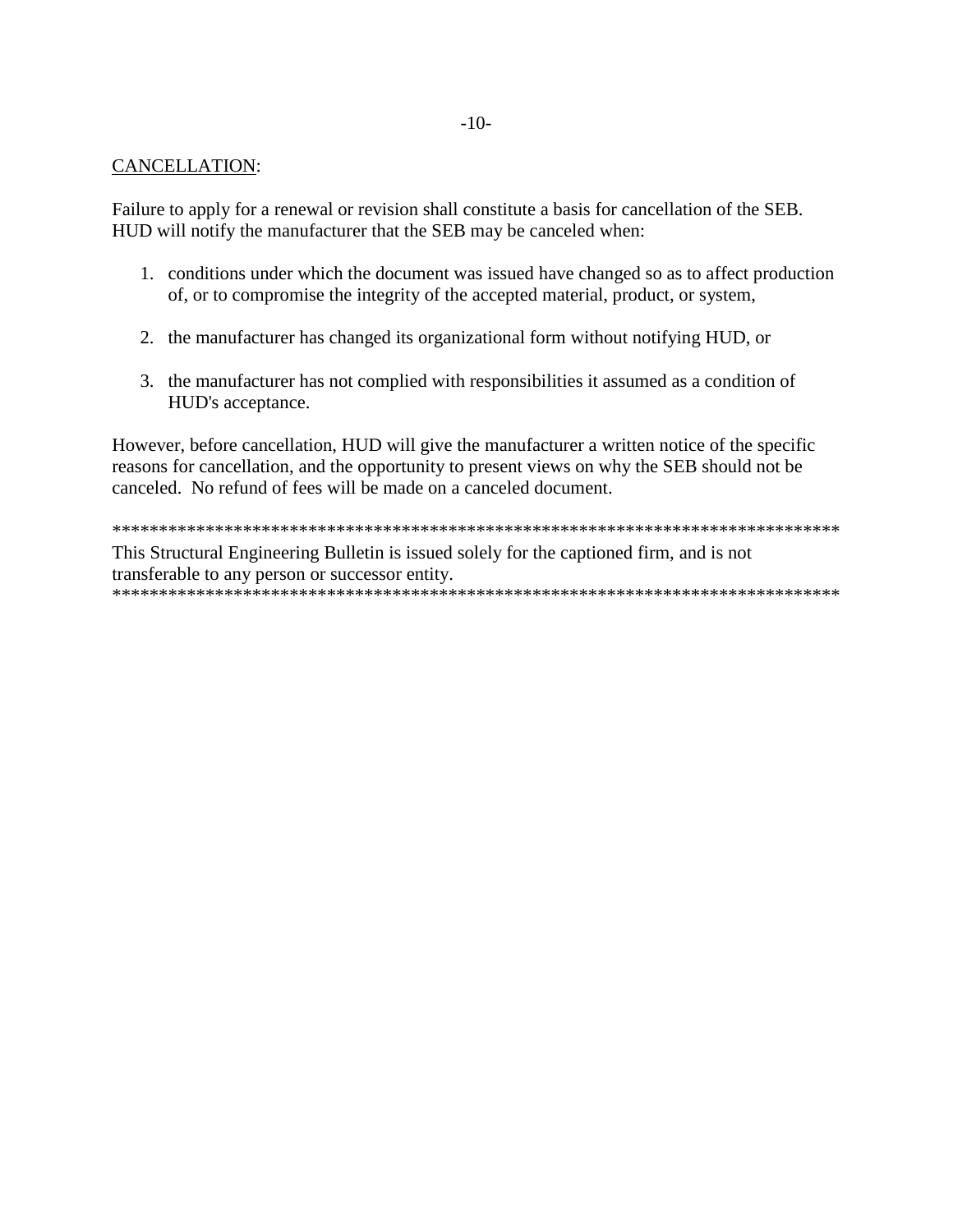CANCELLATION:

Failure to apply for a renewal or revision shall constitute a basis for cancellation of the SEB. HUD will notify the manufacturer that the SEB may be canceled when:

1. conditions under which the document was issued have changed so as to affect production of, or to compromise the integrity of the accepted material, product, or system,

2. the manufacturer has changed its organizational form without notifying HUD, or

3. the manufacturer has not complied with responsibilities it assumed as a condition of HUD's acceptance.

However, before cancellation, HUD will give the manufacturer a written notice of the specific reasons for cancellation, and the opportunity to present views on why the SEB should not be canceled. No refund of fees will be made on a canceled document.

********************************************************************************
This Structural Engineering Bulletin is issued solely for the captioned firm, and is not transferable to any person or successor entity.
********************************************************************************